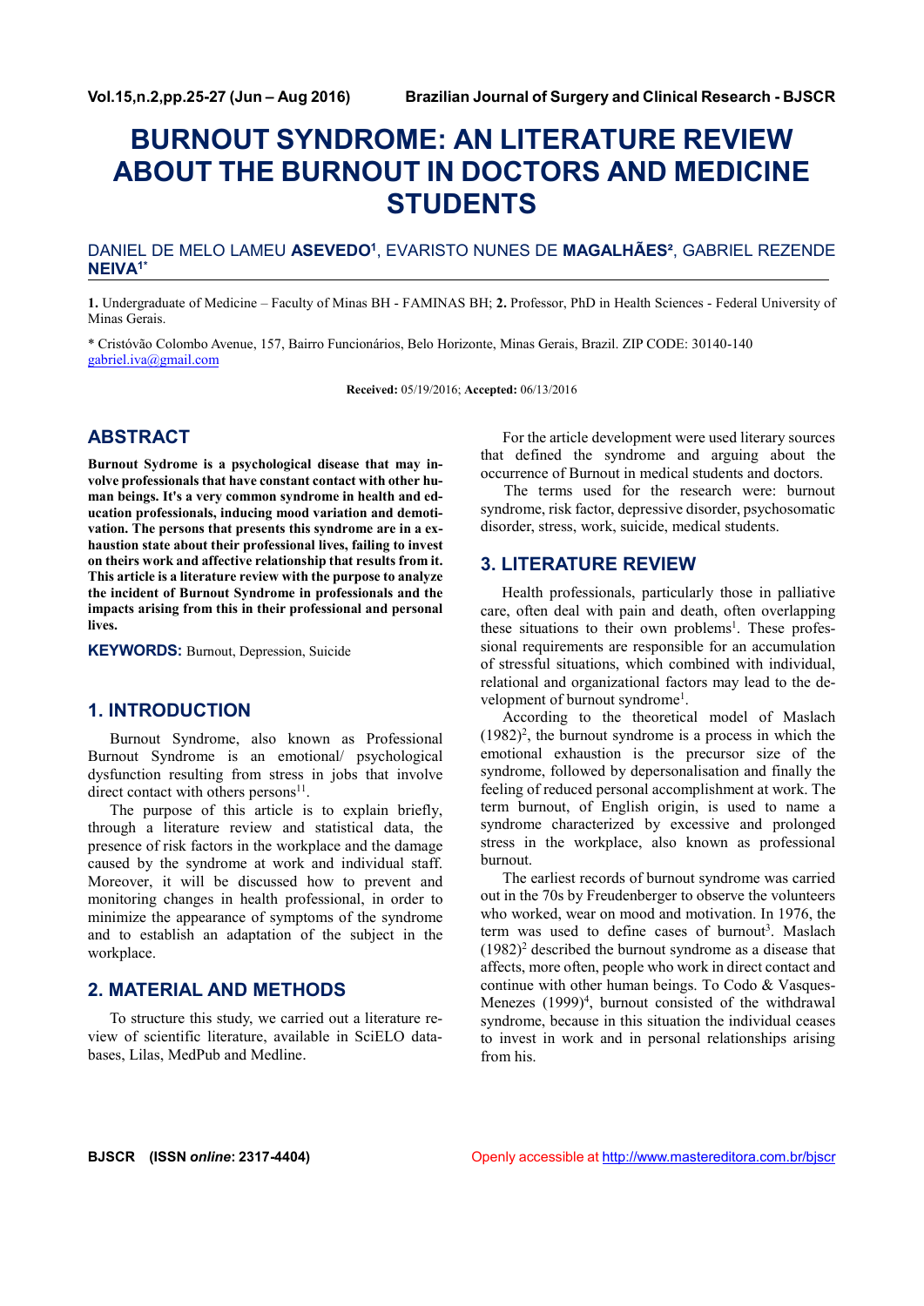# BURNOUT SYNDROME: AN LITERATURE REVIEW ABOUT THE BURNOUT IN DOCTORS AND MEDICINE STUDENTS

DANIEL DE MELO LAMEU **ASEVEDO**[1], EVARISTO NUNES DE **MAGALHÃES**[2], GABRIEL REZENDE **NEIVA**[1*]

**1.** Undergraduate of Medicine – Faculty of Minas BH - FAMINAS BH; **2.** Professor, PhD in Health Sciences - Federal University of Minas Gerais.

* Cristóvão Colombo Avenue, 157, Bairro Funcionários, Belo Horizonte, Minas Gerais, Brazil. ZIP CODE: 30140-140 gabriel.iva@gmail.com

**Received:** 05/19/2016; **Accepted:** 06/13/2016

## ABSTRACT

**Burnout Sydrome is a psychological disease that may involve professionals that have constant contact with other human beings. It's a very common syndrome in health and education professionals, inducing mood variation and demotivation. The persons that presents this syndrome are in a exhaustion state about their professional lives, failing to invest on theirs work and affective relationship that results from it. This article is a literature review with the purpose to analyze the incident of Burnout Syndrome in professionals and the impacts arising from this in their professional and personal lives.**

**KEYWORDS:** Burnout, Depression, Suicide

## 1. INTRODUCTION

Burnout Syndrome, also known as Professional Burnout Syndrome is an emotional/ psychological dysfunction resulting from stress in jobs that involve direct contact with others persons[11].

The purpose of this article is to explain briefly, through a literature review and statistical data, the presence of risk factors in the workplace and the damage caused by the syndrome at work and individual staff. Moreover, it will be discussed how to prevent and monitoring changes in health professional, in order to minimize the appearance of symptoms of the syndrome and to establish an adaptation of the subject in the workplace.

## 2. MATERIAL AND METHODS

To structure this study, we carried out a literature review of scientific literature, available in SciELO databases, Lilas, MedPub and Medline.

For the article development were used literary sources that defined the syndrome and arguing about the occurrence of Burnout in medical students and doctors.

The terms used for the research were: burnout syndrome, risk factor, depressive disorder, psychosomatic disorder, stress, work, suicide, medical students.

## 3. LITERATURE REVIEW

Health professionals, particularly those in palliative care, often deal with pain and death, often overlapping these situations to their own problems[1]. These professional requirements are responsible for an accumulation of stressful situations, which combined with individual, relational and organizational factors may lead to the development of burnout syndrome[1].

According to the theoretical model of Maslach (1982)[2], the burnout syndrome is a process in which the emotional exhaustion is the precursor size of the syndrome, followed by depersonalisation and finally the feeling of reduced personal accomplishment at work. The term burnout, of English origin, is used to name a syndrome characterized by excessive and prolonged stress in the workplace, also known as professional burnout.

The earliest records of burnout syndrome was carried out in the 70s by Freudenberger to observe the volunteers who worked, wear on mood and motivation. In 1976, the term was used to define cases of burnout[3]. Maslach (1982)[2] described the burnout syndrome as a disease that affects, more often, people who work in direct contact and continue with other human beings. To Codo & Vasques-Menezes (1999)[4], burnout consisted of the withdrawal syndrome, because in this situation the individual ceases to invest in work and in personal relationships arising from his.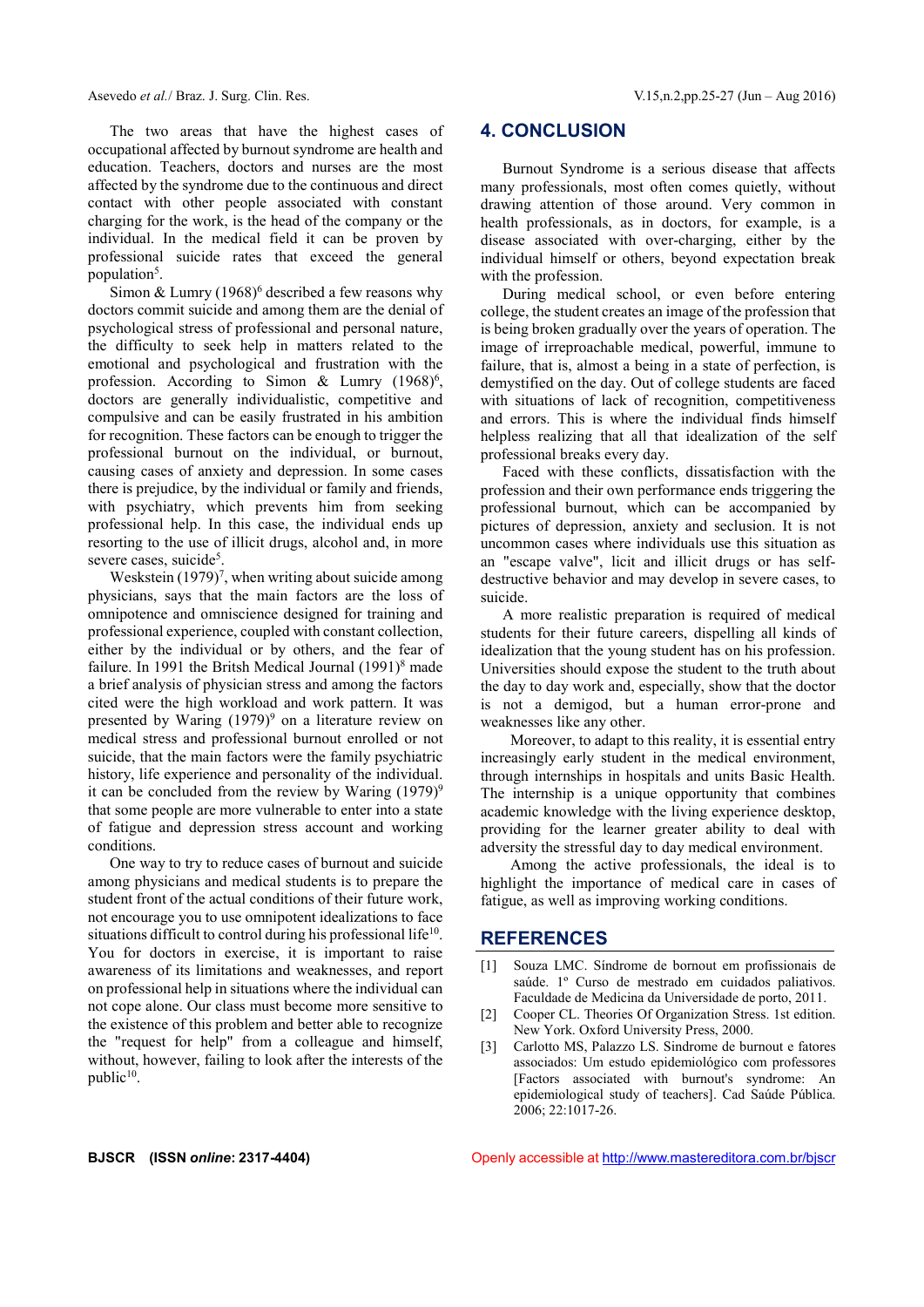The two areas that have the highest cases of occupational affected by burnout syndrome are health and education. Teachers, doctors and nurses are the most affected by the syndrome due to the continuous and direct contact with other people associated with constant charging for the work, is the head of the company or the individual. In the medical field it can be proven by professional suicide rates that exceed the general population[5].

Simon & Lumry (1968)[6] described a few reasons why doctors commit suicide and among them are the denial of psychological stress of professional and personal nature, the difficulty to seek help in matters related to the emotional and psychological and frustration with the profession. According to Simon & Lumry (1968)[6], doctors are generally individualistic, competitive and compulsive and can be easily frustrated in his ambition for recognition. These factors can be enough to trigger the professional burnout on the individual, or burnout, causing cases of anxiety and depression. In some cases there is prejudice, by the individual or family and friends, with psychiatry, which prevents him from seeking professional help. In this case, the individual ends up resorting to the use of illicit drugs, alcohol and, in more severe cases, suicide[5].

Weskstein (1979)[7], when writing about suicide among physicians, says that the main factors are the loss of omnipotence and omniscience designed for training and professional experience, coupled with constant collection, either by the individual or by others, and the fear of failure. In 1991 the Britsh Medical Journal (1991)[8] made a brief analysis of physician stress and among the factors cited were the high workload and work pattern. It was presented by Waring (1979)[9] on a literature review on medical stress and professional burnout enrolled or not suicide, that the main factors were the family psychiatric history, life experience and personality of the individual. it can be concluded from the review by Waring (1979)[9] that some people are more vulnerable to enter into a state of fatigue and depression stress account and working conditions.

One way to try to reduce cases of burnout and suicide among physicians and medical students is to prepare the student front of the actual conditions of their future work, not encourage you to use omnipotent idealizations to face situations difficult to control during his professional life[10]. You for doctors in exercise, it is important to raise awareness of its limitations and weaknesses, and report on professional help in situations where the individual can not cope alone. Our class must become more sensitive to the existence of this problem and better able to recognize the "request for help" from a colleague and himself, without, however, failing to look after the interests of the public[10].

## 4. CONCLUSION

Burnout Syndrome is a serious disease that affects many professionals, most often comes quietly, without drawing attention of those around. Very common in health professionals, as in doctors, for example, is a disease associated with over-charging, either by the individual himself or others, beyond expectation break with the profession.

During medical school, or even before entering college, the student creates an image of the profession that is being broken gradually over the years of operation. The image of irreproachable medical, powerful, immune to failure, that is, almost a being in a state of perfection, is demystified on the day. Out of college students are faced with situations of lack of recognition, competitiveness and errors. This is where the individual finds himself helpless realizing that all that idealization of the self professional breaks every day.

Faced with these conflicts, dissatisfaction with the profession and their own performance ends triggering the professional burnout, which can be accompanied by pictures of depression, anxiety and seclusion. It is not uncommon cases where individuals use this situation as an "escape valve", licit and illicit drugs or has self-destructive behavior and may develop in severe cases, to suicide.

A more realistic preparation is required of medical students for their future careers, dispelling all kinds of idealization that the young student has on his profession. Universities should expose the student to the truth about the day to day work and, especially, show that the doctor is not a demigod, but a human error-prone and weaknesses like any other.

Moreover, to adapt to this reality, it is essential entry increasingly early student in the medical environment, through internships in hospitals and units Basic Health. The internship is a unique opportunity that combines academic knowledge with the living experience desktop, providing for the learner greater ability to deal with adversity the stressful day to day medical environment.

Among the active professionals, the ideal is to highlight the importance of medical care in cases of fatigue, as well as improving working conditions.

## REFERENCES

[1] Souza LMC. Síndrome de bornout em profissionais de saúde. 1º Curso de mestrado em cuidados paliativos. Faculdade de Medicina da Universidade de porto, 2011.

[2] Cooper CL. Theories Of Organization Stress. 1st edition. New York. Oxford University Press, 2000.

[3] Carlotto MS, Palazzo LS. Sindrome de burnout e fatores associados: Um estudo epidemiológico com professores [Factors associated with burnout's syndrome: An epidemiological study of teachers]. Cad Saúde Pública. 2006; 22:1017-26.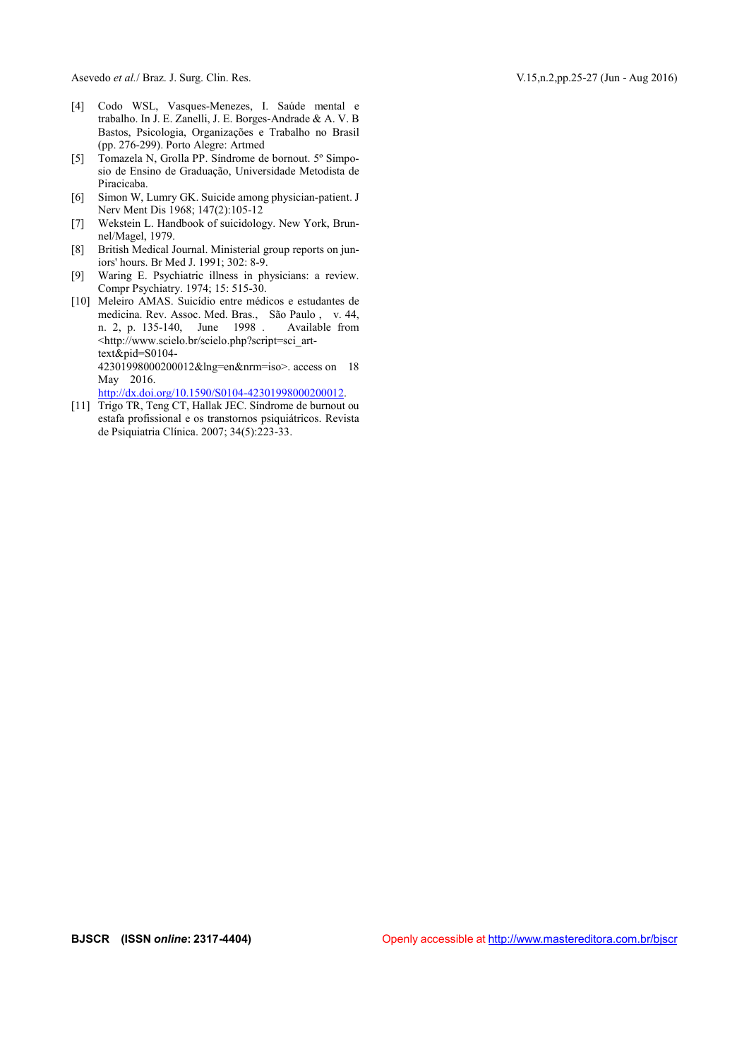[4] Codo WSL, Vasques-Menezes, I. Saúde mental e trabalho. In J. E. Zanelli, J. E. Borges-Andrade & A. V. B Bastos, Psicologia, Organizações e Trabalho no Brasil (pp. 276-299). Porto Alegre: Artmed

[5] Tomazela N, Grolla PP. Síndrome de bornout. 5º Simposio de Ensino de Graduação, Universidade Metodista de Piracicaba.

[6] Simon W, Lumry GK. Suicide among physician-patient. J Nerv Ment Dis 1968; 147(2):105-12

[7] Wekstein L. Handbook of suicidology. New York, Brunnel/Magel, 1979.

[8] British Medical Journal. Ministerial group reports on juniors' hours. Br Med J. 1991; 302: 8-9.

[9] Waring E. Psychiatric illness in physicians: a review. Compr Psychiatry. 1974; 15: 515-30.

[10] Meleiro AMAS. Suicídio entre médicos e estudantes de medicina. Rev. Assoc. Med. Bras., São Paulo , v. 44, n. 2, p. 135-140, June 1998 . Available from <http://www.scielo.br/scielo.php?script=sci_arttext&pid=S0104-42301998000200012&lng=en&nrm=iso>. access on 18 May 2016. http://dx.doi.org/10.1590/S0104-42301998000200012.

[11] Trigo TR, Teng CT, Hallak JEC. Síndrome de burnout ou estafa profissional e os transtornos psiquiátricos. Revista de Psiquiatria Clínica. 2007; 34(5):223-33.